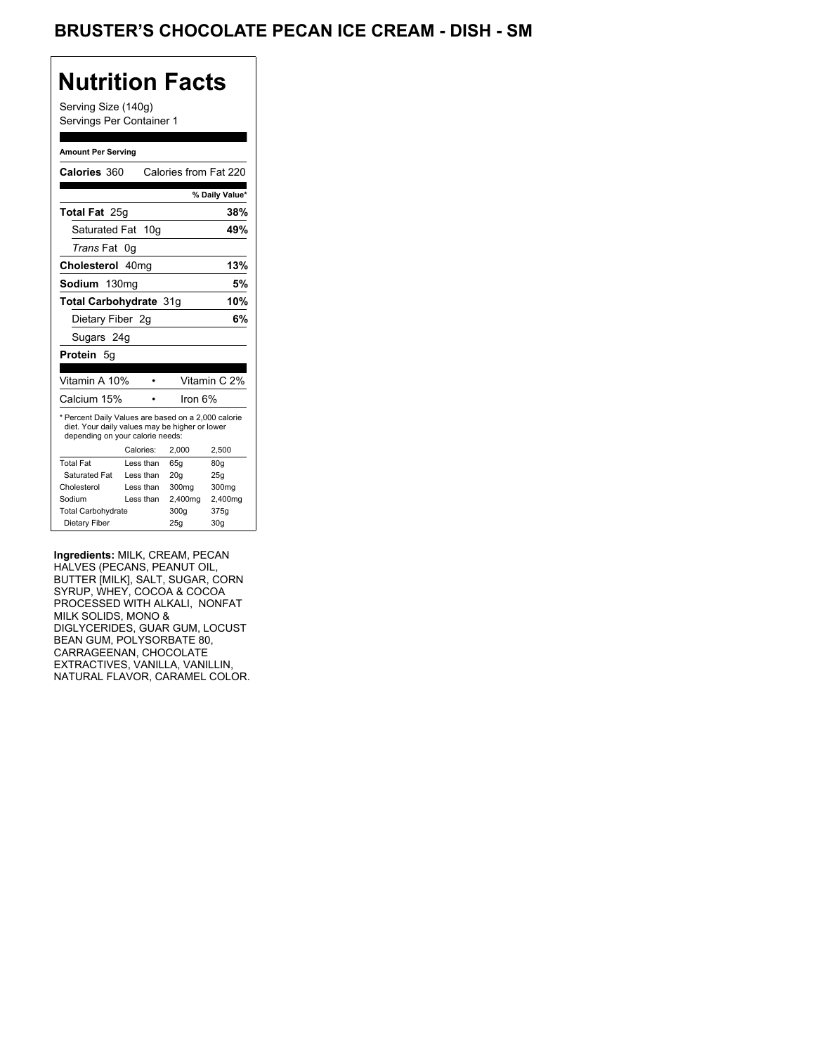# BRUSTER'S CHOCOLATE PECAN ICE CREAM - DISH - SM

## Nutrition Facts

Serving Size (140g)
Servings Per Container 1

**Amount Per Serving**

**Calories** 360 Calories from Fat 220

| | % Daily Value* |
|---|---|
| **Total Fat** 25g | **38%** |
| Saturated Fat 10g | **49%** |
| *Trans* Fat 0g | |
| **Cholesterol** 40mg | **13%** |
| **Sodium** 130mg | **5%** |
| **Total Carbohydrate** 31g | **10%** |
| Dietary Fiber 2g | **6%** |
| Sugars 24g | |
| **Protein** 5g | |

| | |
|---|---|
| Vitamin A 10% | Vitamin C 2% |
| Calcium 15% | Iron 6% |

* Percent Daily Values are based on a 2,000 calorie diet. Your daily values may be higher or lower depending on your calorie needs:

| | Calories: | 2,000 | 2,500 |
|---|---|---|---|
| Total Fat | Less than | 65g | 80g |
| Saturated Fat | Less than | 20g | 25g |
| Cholesterol | Less than | 300mg | 300mg |
| Sodium | Less than | 2,400mg | 2,400mg |
| Total Carbohydrate | | 300g | 375g |
| Dietary Fiber | | 25g | 30g |

**Ingredients:** MILK, CREAM, PECAN HALVES (PECANS, PEANUT OIL, BUTTER [MILK], SALT, SUGAR, CORN SYRUP, WHEY, COCOA & COCOA PROCESSED WITH ALKALI, NONFAT MILK SOLIDS, MONO & DIGLYCERIDES, GUAR GUM, LOCUST BEAN GUM, POLYSORBATE 80, CARRAGEENAN, CHOCOLATE EXTRACTIVES, VANILLA, VANILLIN, NATURAL FLAVOR, CARAMEL COLOR.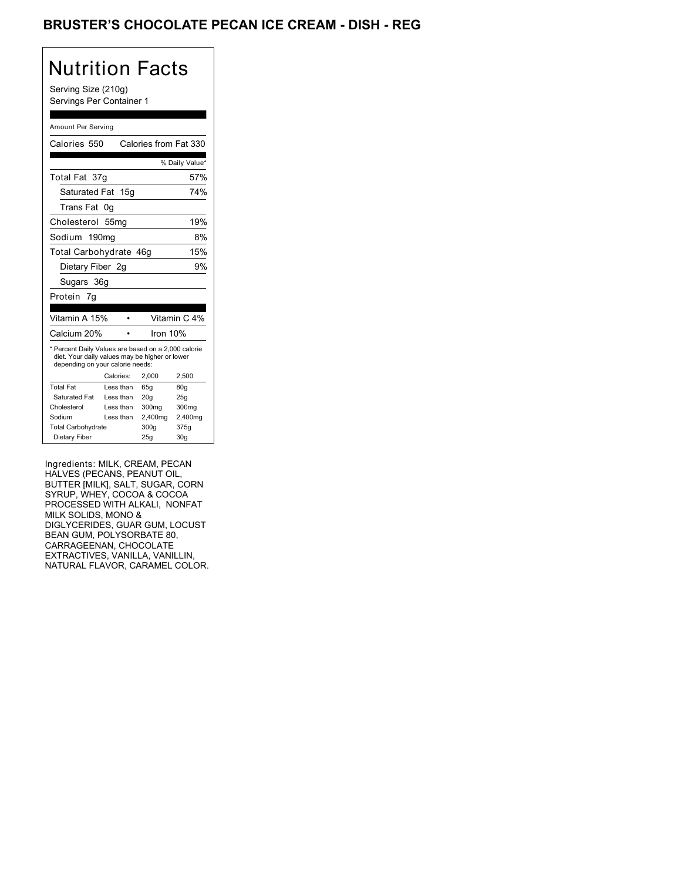# BRUSTER'S CHOCOLATE PECAN ICE CREAM - DISH - REG

## Nutrition Facts

Serving Size (210g)
Servings Per Container 1

Amount Per Serving

| Calories 550 | Calories from Fat 330 |
|---|---|
| | % Daily Value* |
| Total Fat 37g | 57% |
| Saturated Fat 15g | 74% |
| Trans Fat 0g | |
| Cholesterol 55mg | 19% |
| Sodium 190mg | 8% |
| Total Carbohydrate 46g | 15% |
| Dietary Fiber 2g | 9% |
| Sugars 36g | |
| Protein 7g | |

| Vitamin A 15% | • | Vitamin C 4% |
|---|---|---|
| Calcium 20% | • | Iron 10% |

* Percent Daily Values are based on a 2,000 calorie diet. Your daily values may be higher or lower depending on your calorie needs:

| | Calories: | 2,000 | 2,500 |
|---|---|---|---|
| Total Fat | Less than | 65g | 80g |
| Saturated Fat | Less than | 20g | 25g |
| Cholesterol | Less than | 300mg | 300mg |
| Sodium | Less than | 2,400mg | 2,400mg |
| Total Carbohydrate | | 300g | 375g |
| Dietary Fiber | | 25g | 30g |

Ingredients: MILK, CREAM, PECAN HALVES (PECANS, PEANUT OIL, BUTTER [MILK], SALT, SUGAR, CORN SYRUP, WHEY, COCOA & COCOA PROCESSED WITH ALKALI, NONFAT MILK SOLIDS, MONO & DIGLYCERIDES, GUAR GUM, LOCUST BEAN GUM, POLYSORBATE 80, CARRAGEENAN, CHOCOLATE EXTRACTIVES, VANILLA, VANILLIN, NATURAL FLAVOR, CARAMEL COLOR.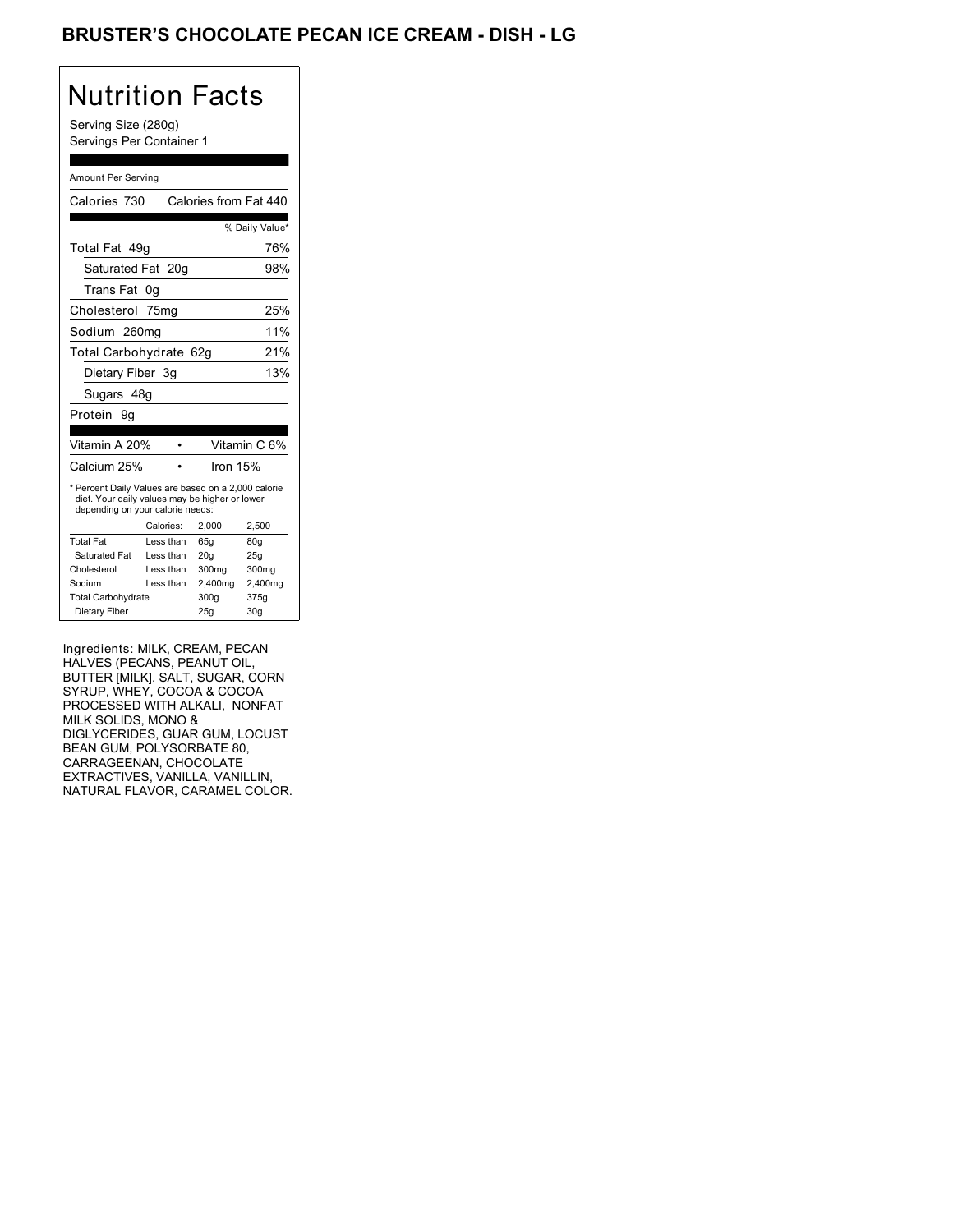# BRUSTER'S CHOCOLATE PECAN ICE CREAM - DISH - LG

## Nutrition Facts

Serving Size (280g)
Servings Per Container 1

Amount Per Serving

| Calories 730 | Calories from Fat 440 |
|---|---|
| | % Daily Value* |
| Total Fat 49g | 76% |
| Saturated Fat 20g | 98% |
| Trans Fat 0g | |
| Cholesterol 75mg | 25% |
| Sodium 260mg | 11% |
| Total Carbohydrate 62g | 21% |
| Dietary Fiber 3g | 13% |
| Sugars 48g | |
| Protein 9g | |

| Vitamin A 20% | • | Vitamin C 6% |
|---|---|---|
| Calcium 25% | • | Iron 15% |

* Percent Daily Values are based on a 2,000 calorie diet. Your daily values may be higher or lower depending on your calorie needs:

| | Calories: | 2,000 | 2,500 |
|---|---|---|---|
| Total Fat | Less than | 65g | 80g |
| Saturated Fat | Less than | 20g | 25g |
| Cholesterol | Less than | 300mg | 300mg |
| Sodium | Less than | 2,400mg | 2,400mg |
| Total Carbohydrate | | 300g | 375g |
| Dietary Fiber | | 25g | 30g |

Ingredients: MILK, CREAM, PECAN HALVES (PECANS, PEANUT OIL, BUTTER [MILK], SALT, SUGAR, CORN SYRUP, WHEY, COCOA & COCOA PROCESSED WITH ALKALI, NONFAT MILK SOLIDS, MONO & DIGLYCERIDES, GUAR GUM, LOCUST BEAN GUM, POLYSORBATE 80, CARRAGEENAN, CHOCOLATE EXTRACTIVES, VANILLA, VANILLIN, NATURAL FLAVOR, CARAMEL COLOR.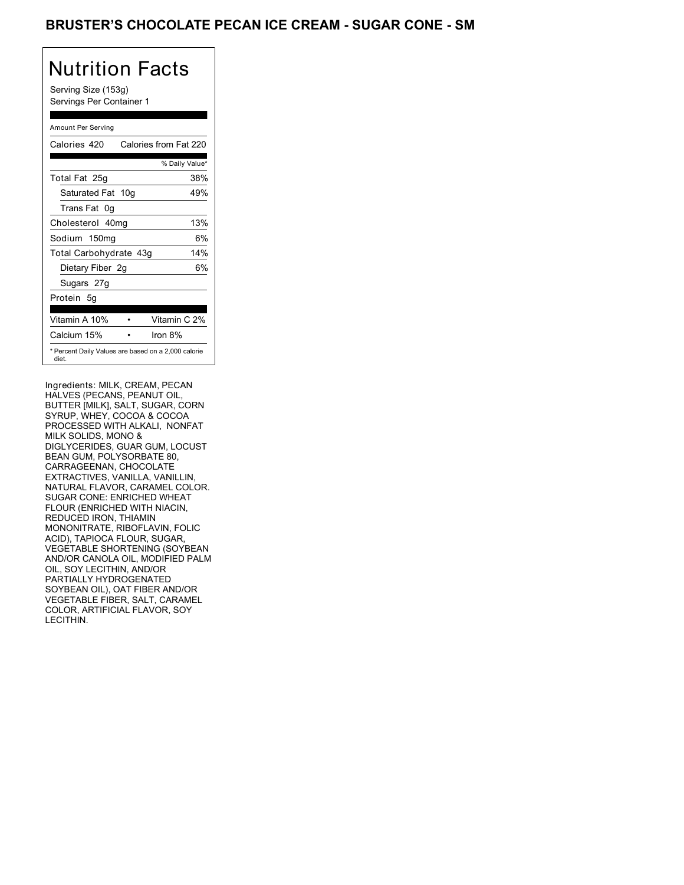# BRUSTER'S CHOCOLATE PECAN ICE CREAM - SUGAR CONE - SM

## Nutrition Facts

Serving Size (153g)
Servings Per Container 1

Amount Per Serving

| Calories 420 | Calories from Fat 220 |
|---|---|
| | % Daily Value* |
| Total Fat 25g | 38% |
| Saturated Fat 10g | 49% |
| Trans Fat 0g | |
| Cholesterol 40mg | 13% |
| Sodium 150mg | 6% |
| Total Carbohydrate 43g | 14% |
| Dietary Fiber 2g | 6% |
| Sugars 27g | |
| Protein 5g | |

| Vitamin A 10% | • | Vitamin C 2% |
|---|---|---|
| Calcium 15% | • | Iron 8% |

* Percent Daily Values are based on a 2,000 calorie diet.

Ingredients: MILK, CREAM, PECAN HALVES (PECANS, PEANUT OIL, BUTTER [MILK], SALT, SUGAR, CORN SYRUP, WHEY, COCOA & COCOA PROCESSED WITH ALKALI, NONFAT MILK SOLIDS, MONO & DIGLYCERIDES, GUAR GUM, LOCUST BEAN GUM, POLYSORBATE 80, CARRAGEENAN, CHOCOLATE EXTRACTIVES, VANILLA, VANILLIN, NATURAL FLAVOR, CARAMEL COLOR. SUGAR CONE: ENRICHED WHEAT FLOUR (ENRICHED WITH NIACIN, REDUCED IRON, THIAMIN MONONITRATE, RIBOFLAVIN, FOLIC ACID), TAPIOCA FLOUR, SUGAR, VEGETABLE SHORTENING (SOYBEAN AND/OR CANOLA OIL, MODIFIED PALM OIL, SOY LECITHIN, AND/OR PARTIALLY HYDROGENATED SOYBEAN OIL), OAT FIBER AND/OR VEGETABLE FIBER, SALT, CARAMEL COLOR, ARTIFICIAL FLAVOR, SOY LECITHIN.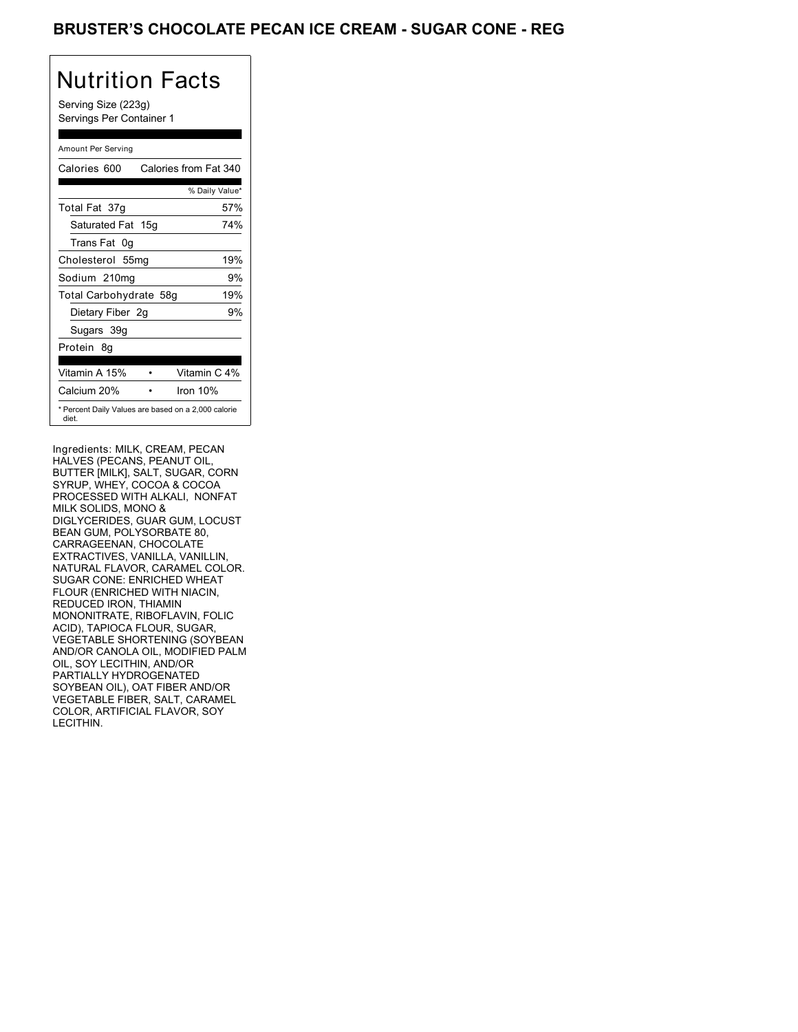# BRUSTER'S CHOCOLATE PECAN ICE CREAM - SUGAR CONE - REG

## Nutrition Facts

Serving Size (223g)
Servings Per Container 1

Amount Per Serving

| | |
|---|---|
| Calories 600 | Calories from Fat 340 |
| | % Daily Value* |
| Total Fat 37g | 57% |
| Saturated Fat 15g | 74% |
| Trans Fat 0g | |
| Cholesterol 55mg | 19% |
| Sodium 210mg | 9% |
| Total Carbohydrate 58g | 19% |
| Dietary Fiber 2g | 9% |
| Sugars 39g | |
| Protein 8g | |
| Vitamin A 15% | Vitamin C 4% |
| Calcium 20% | Iron 10% |

* Percent Daily Values are based on a 2,000 calorie diet.

Ingredients: MILK, CREAM, PECAN HALVES (PECANS, PEANUT OIL, BUTTER [MILK], SALT, SUGAR, CORN SYRUP, WHEY, COCOA & COCOA PROCESSED WITH ALKALI, NONFAT MILK SOLIDS, MONO & DIGLYCERIDES, GUAR GUM, LOCUST BEAN GUM, POLYSORBATE 80, CARRAGEENAN, CHOCOLATE EXTRACTIVES, VANILLA, VANILLIN, NATURAL FLAVOR, CARAMEL COLOR. SUGAR CONE: ENRICHED WHEAT FLOUR (ENRICHED WITH NIACIN, REDUCED IRON, THIAMIN MONONITRATE, RIBOFLAVIN, FOLIC ACID), TAPIOCA FLOUR, SUGAR, VEGETABLE SHORTENING (SOYBEAN AND/OR CANOLA OIL, MODIFIED PALM OIL, SOY LECITHIN, AND/OR PARTIALLY HYDROGENATED SOYBEAN OIL), OAT FIBER AND/OR VEGETABLE FIBER, SALT, CARAMEL COLOR, ARTIFICIAL FLAVOR, SOY LECITHIN.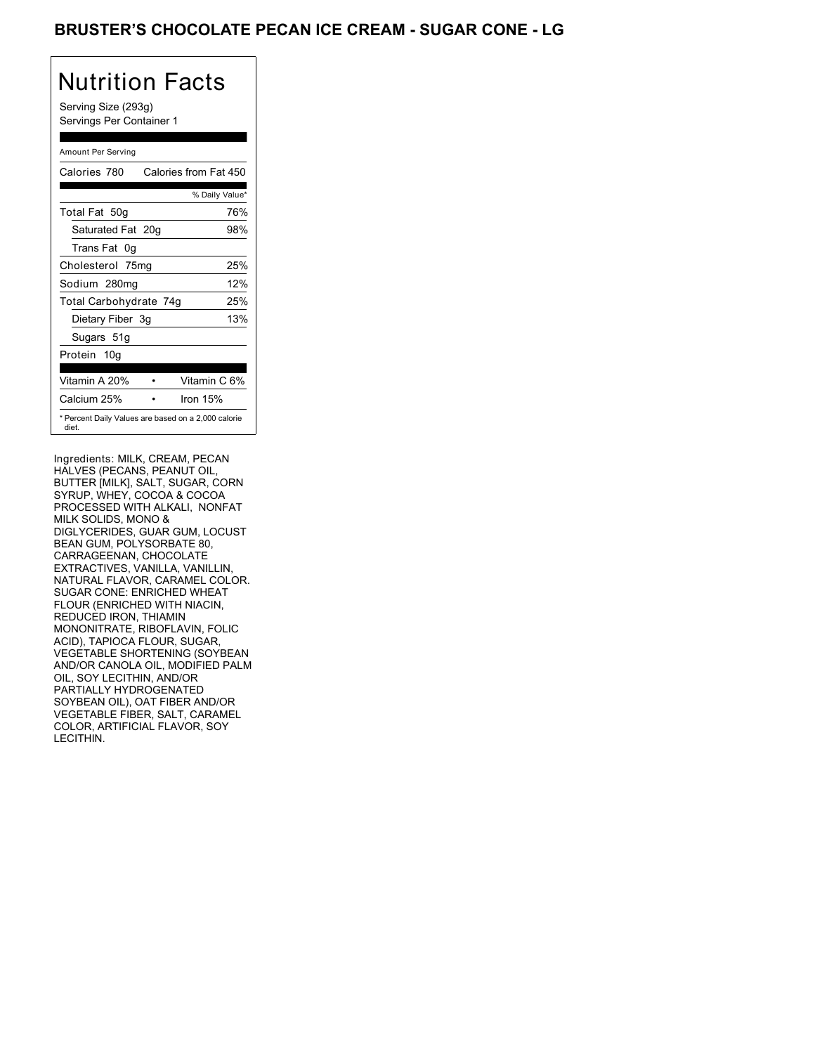# BRUSTER'S CHOCOLATE PECAN ICE CREAM - SUGAR CONE - LG

## Nutrition Facts

Serving Size (293g)
Servings Per Container 1

Amount Per Serving

| Calories 780 | Calories from Fat 450 |
|---|---|
| | % Daily Value* |
| Total Fat 50g | 76% |
| Saturated Fat 20g | 98% |
| Trans Fat 0g | |
| Cholesterol 75mg | 25% |
| Sodium 280mg | 12% |
| Total Carbohydrate 74g | 25% |
| Dietary Fiber 3g | 13% |
| Sugars 51g | |
| Protein 10g | |

| Vitamin A 20% | • | Vitamin C 6% |
|---|---|---|
| Calcium 25% | • | Iron 15% |

* Percent Daily Values are based on a 2,000 calorie diet.

Ingredients: MILK, CREAM, PECAN HALVES (PECANS, PEANUT OIL, BUTTER [MILK], SALT, SUGAR, CORN SYRUP, WHEY, COCOA & COCOA PROCESSED WITH ALKALI, NONFAT MILK SOLIDS, MONO & DIGLYCERIDES, GUAR GUM, LOCUST BEAN GUM, POLYSORBATE 80, CARRAGEENAN, CHOCOLATE EXTRACTIVES, VANILLA, VANILLIN, NATURAL FLAVOR, CARAMEL COLOR. SUGAR CONE: ENRICHED WHEAT FLOUR (ENRICHED WITH NIACIN, REDUCED IRON, THIAMIN MONONITRATE, RIBOFLAVIN, FOLIC ACID), TAPIOCA FLOUR, SUGAR, VEGETABLE SHORTENING (SOYBEAN AND/OR CANOLA OIL, MODIFIED PALM OIL, SOY LECITHIN, AND/OR PARTIALLY HYDROGENATED SOYBEAN OIL), OAT FIBER AND/OR VEGETABLE FIBER, SALT, CARAMEL COLOR, ARTIFICIAL FLAVOR, SOY LECITHIN.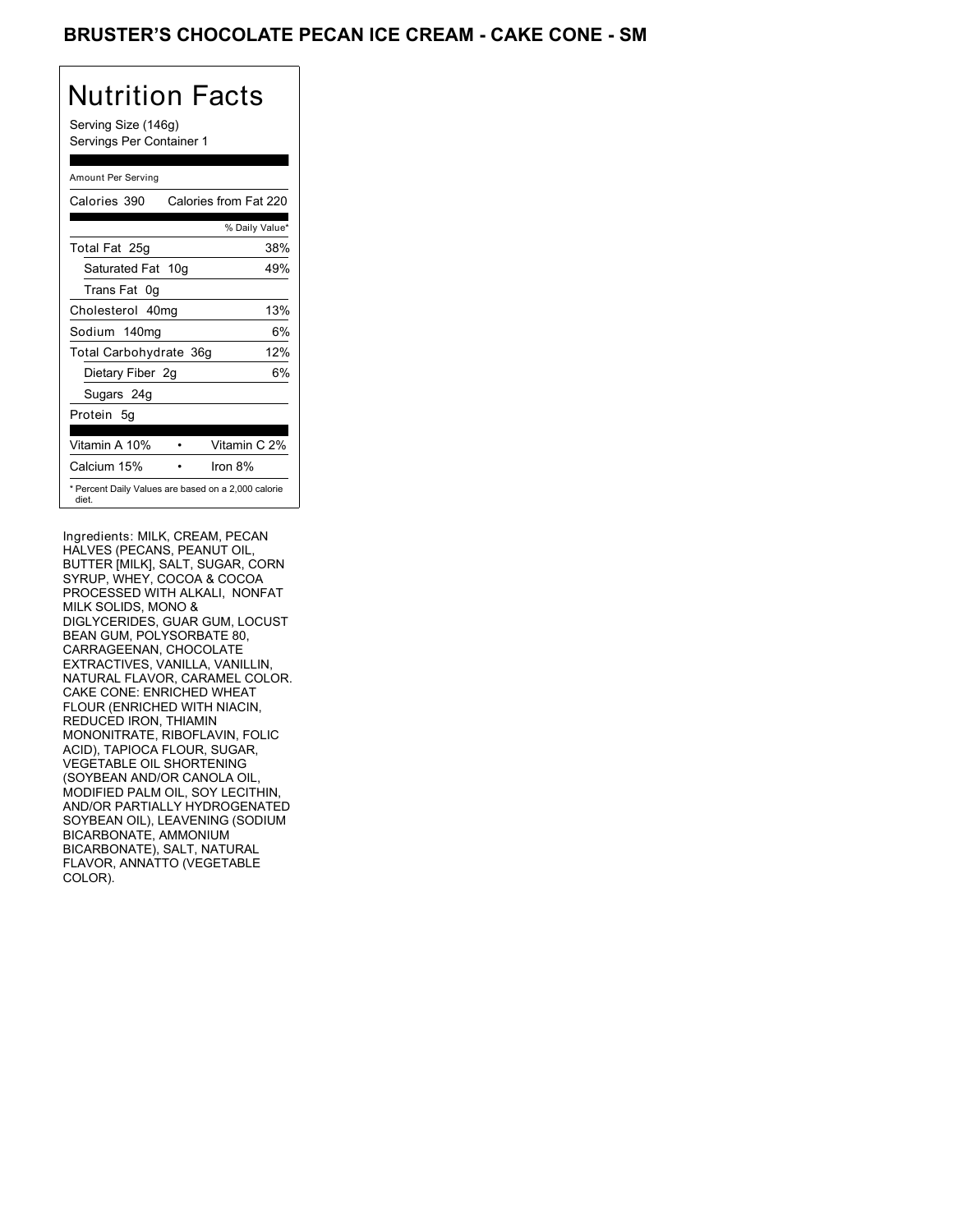# BRUSTER'S CHOCOLATE PECAN ICE CREAM - CAKE CONE - SM

## Nutrition Facts

Serving Size (146g)
Servings Per Container 1

| Amount Per Serving | |
|---|---|
| Calories 390 | Calories from Fat 220 |
| | % Daily Value* |
| Total Fat 25g | 38% |
| Saturated Fat 10g | 49% |
| Trans Fat 0g | |
| Cholesterol 40mg | 13% |
| Sodium 140mg | 6% |
| Total Carbohydrate 36g | 12% |
| Dietary Fiber 2g | 6% |
| Sugars 24g | |
| Protein 5g | |
| Vitamin A 10% | Vitamin C 2% |
| Calcium 15% | Iron 8% |

* Percent Daily Values are based on a 2,000 calorie diet.

Ingredients: MILK, CREAM, PECAN HALVES (PECANS, PEANUT OIL, BUTTER [MILK], SALT, SUGAR, CORN SYRUP, WHEY, COCOA & COCOA PROCESSED WITH ALKALI, NONFAT MILK SOLIDS, MONO & DIGLYCERIDES, GUAR GUM, LOCUST BEAN GUM, POLYSORBATE 80, CARRAGEENAN, CHOCOLATE EXTRACTIVES, VANILLA, VANILLIN, NATURAL FLAVOR, CARAMEL COLOR. CAKE CONE: ENRICHED WHEAT FLOUR (ENRICHED WITH NIACIN, REDUCED IRON, THIAMIN MONONITRATE, RIBOFLAVIN, FOLIC ACID), TAPIOCA FLOUR, SUGAR, VEGETABLE OIL SHORTENING (SOYBEAN AND/OR CANOLA OIL, MODIFIED PALM OIL, SOY LECITHIN, AND/OR PARTIALLY HYDROGENATED SOYBEAN OIL), LEAVENING (SODIUM BICARBONATE, AMMONIUM BICARBONATE), SALT, NATURAL FLAVOR, ANNATTO (VEGETABLE COLOR).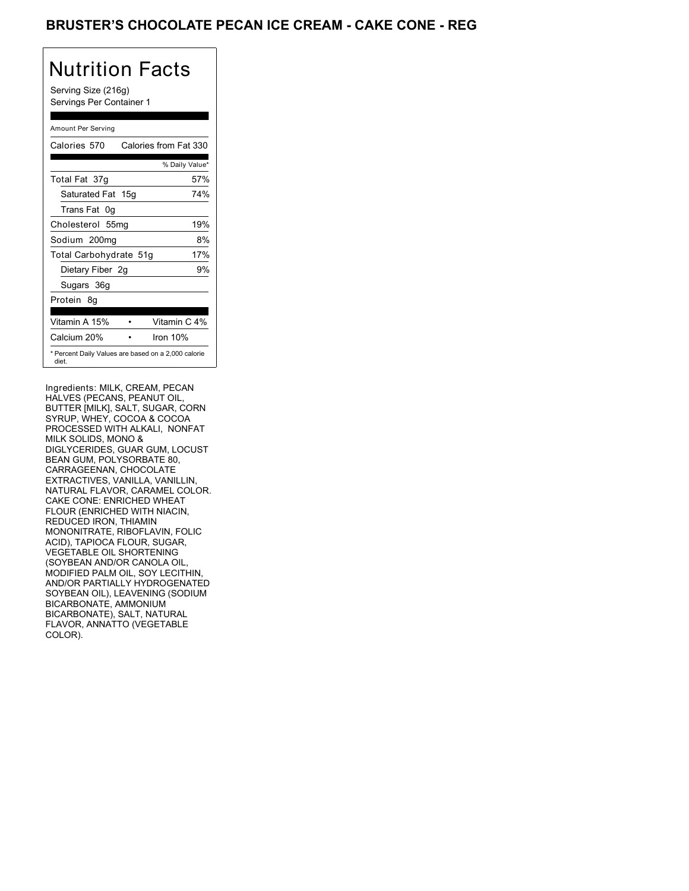# BRUSTER'S CHOCOLATE PECAN ICE CREAM - CAKE CONE - REG

## Nutrition Facts

Serving Size (216g)
Servings Per Container 1

Amount Per Serving

| Calories 570 | Calories from Fat 330 |
|---|---|
| | % Daily Value* |
| Total Fat 37g | 57% |
| Saturated Fat 15g | 74% |
| Trans Fat 0g | |
| Cholesterol 55mg | 19% |
| Sodium 200mg | 8% |
| Total Carbohydrate 51g | 17% |
| Dietary Fiber 2g | 9% |
| Sugars 36g | |
| Protein 8g | |

| Vitamin A 15% | • | Vitamin C 4% |
|---|---|---|
| Calcium 20% | • | Iron 10% |

* Percent Daily Values are based on a 2,000 calorie diet.

Ingredients: MILK, CREAM, PECAN HALVES (PECANS, PEANUT OIL, BUTTER [MILK], SALT, SUGAR, CORN SYRUP, WHEY, COCOA & COCOA PROCESSED WITH ALKALI, NONFAT MILK SOLIDS, MONO & DIGLYCERIDES, GUAR GUM, LOCUST BEAN GUM, POLYSORBATE 80, CARRAGEENAN, CHOCOLATE EXTRACTIVES, VANILLA, VANILLIN, NATURAL FLAVOR, CARAMEL COLOR. CAKE CONE: ENRICHED WHEAT FLOUR (ENRICHED WITH NIACIN, REDUCED IRON, THIAMIN MONONITRATE, RIBOFLAVIN, FOLIC ACID), TAPIOCA FLOUR, SUGAR, VEGETABLE OIL SHORTENING (SOYBEAN AND/OR CANOLA OIL, MODIFIED PALM OIL, SOY LECITHIN, AND/OR PARTIALLY HYDROGENATED SOYBEAN OIL), LEAVENING (SODIUM BICARBONATE, AMMONIUM BICARBONATE), SALT, NATURAL FLAVOR, ANNATTO (VEGETABLE COLOR).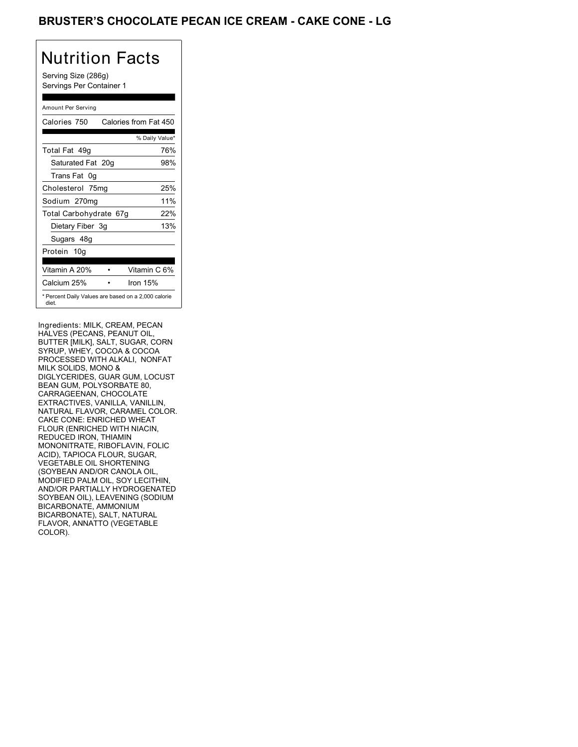# BRUSTER'S CHOCOLATE PECAN ICE CREAM - CAKE CONE - LG

## Nutrition Facts

Serving Size (286g)
Servings Per Container 1

Amount Per Serving

| Calories 750 | Calories from Fat 450 |
|---|---|
| | % Daily Value* |
| Total Fat 49g | 76% |
| Saturated Fat 20g | 98% |
| Trans Fat 0g | |
| Cholesterol 75mg | 25% |
| Sodium 270mg | 11% |
| Total Carbohydrate 67g | 22% |
| Dietary Fiber 3g | 13% |
| Sugars 48g | |
| Protein 10g | |
| Vitamin A 20% • | Vitamin C 6% |
| Calcium 25% • | Iron 15% |

* Percent Daily Values are based on a 2,000 calorie diet.

Ingredients: MILK, CREAM, PECAN HALVES (PECANS, PEANUT OIL, BUTTER [MILK], SALT, SUGAR, CORN SYRUP, WHEY, COCOA & COCOA PROCESSED WITH ALKALI, NONFAT MILK SOLIDS, MONO & DIGLYCERIDES, GUAR GUM, LOCUST BEAN GUM, POLYSORBATE 80, CARRAGEENAN, CHOCOLATE EXTRACTIVES, VANILLA, VANILLIN, NATURAL FLAVOR, CARAMEL COLOR. CAKE CONE: ENRICHED WHEAT FLOUR (ENRICHED WITH NIACIN, REDUCED IRON, THIAMIN MONONITRATE, RIBOFLAVIN, FOLIC ACID), TAPIOCA FLOUR, SUGAR, VEGETABLE OIL SHORTENING (SOYBEAN AND/OR CANOLA OIL, MODIFIED PALM OIL, SOY LECITHIN, AND/OR PARTIALLY HYDROGENATED SOYBEAN OIL), LEAVENING (SODIUM BICARBONATE, AMMONIUM BICARBONATE), SALT, NATURAL FLAVOR, ANNATTO (VEGETABLE COLOR).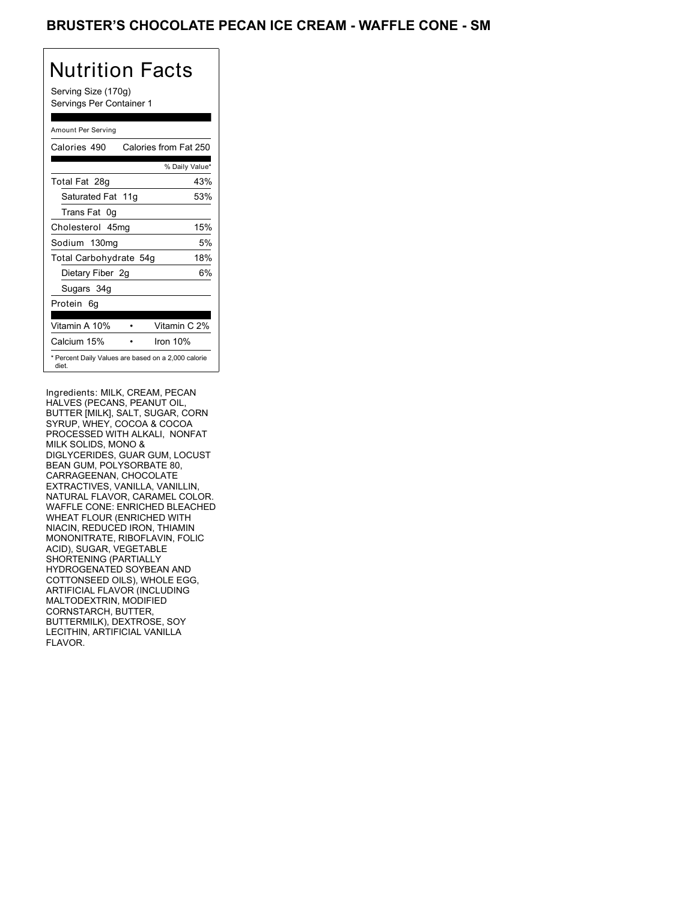## BRUSTER'S CHOCOLATE PECAN ICE CREAM - WAFFLE CONE - SM

# Nutrition Facts

Serving Size (170g)
Servings Per Container 1

Amount Per Serving

| Calories 490 | Calories from Fat 250 |
|---|---|
| | % Daily Value* |
| Total Fat 28g | 43% |
| Saturated Fat 11g | 53% |
| Trans Fat 0g | |
| Cholesterol 45mg | 15% |
| Sodium 130mg | 5% |
| Total Carbohydrate 54g | 18% |
| Dietary Fiber 2g | 6% |
| Sugars 34g | |
| Protein 6g | |

| Vitamin A 10% | • | Vitamin C 2% |
|---|---|---|
| Calcium 15% | • | Iron 10% |

* Percent Daily Values are based on a 2,000 calorie diet.

Ingredients: MILK, CREAM, PECAN HALVES (PECANS, PEANUT OIL, BUTTER [MILK], SALT, SUGAR, CORN SYRUP, WHEY, COCOA & COCOA PROCESSED WITH ALKALI, NONFAT MILK SOLIDS, MONO & DIGLYCERIDES, GUAR GUM, LOCUST BEAN GUM, POLYSORBATE 80, CARRAGEENAN, CHOCOLATE EXTRACTIVES, VANILLA, VANILLIN, NATURAL FLAVOR, CARAMEL COLOR. WAFFLE CONE: ENRICHED BLEACHED WHEAT FLOUR (ENRICHED WITH NIACIN, REDUCED IRON, THIAMIN MONONITRATE, RIBOFLAVIN, FOLIC ACID), SUGAR, VEGETABLE SHORTENING (PARTIALLY HYDROGENATED SOYBEAN AND COTTONSEED OILS), WHOLE EGG, ARTIFICIAL FLAVOR (INCLUDING MALTODEXTRIN, MODIFIED CORNSTARCH, BUTTER, BUTTERMILK), DEXTROSE, SOY LECITHIN, ARTIFICIAL VANILLA FLAVOR.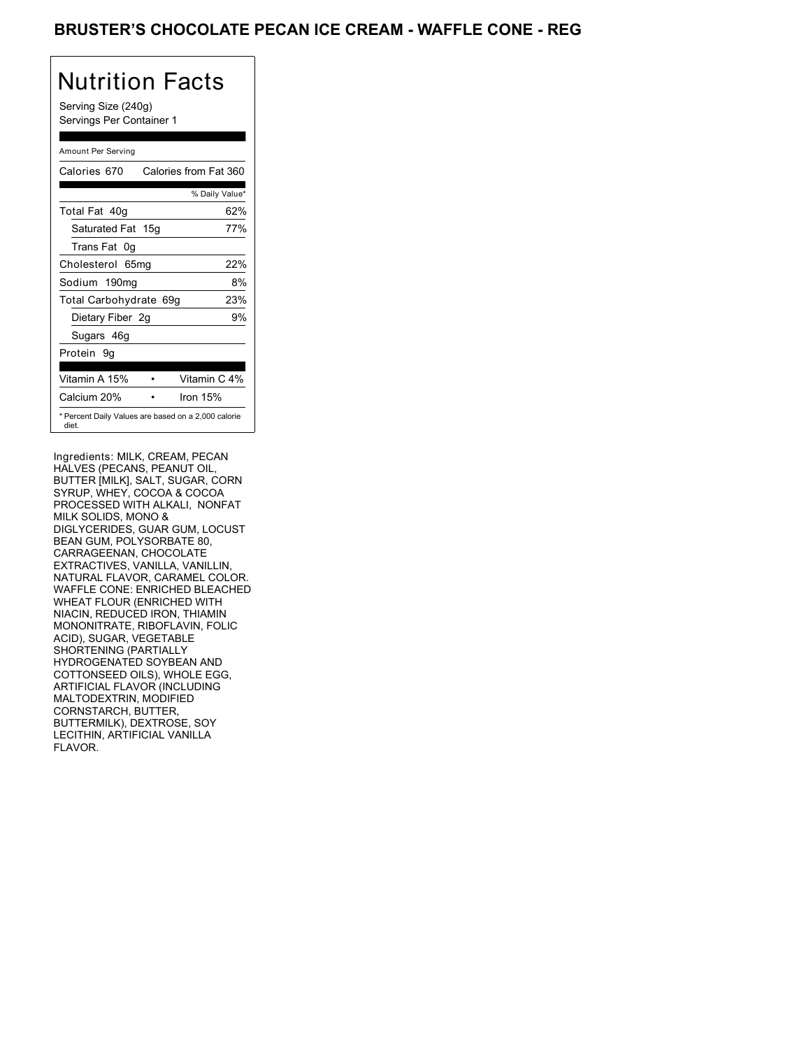# BRUSTER'S CHOCOLATE PECAN ICE CREAM - WAFFLE CONE - REG

## Nutrition Facts

Serving Size (240g)
Servings Per Container 1

Amount Per Serving

| Calories 670 | Calories from Fat 360 |
|---|---|
| | % Daily Value* |
| Total Fat 40g | 62% |
| Saturated Fat 15g | 77% |
| Trans Fat 0g | |
| Cholesterol 65mg | 22% |
| Sodium 190mg | 8% |
| Total Carbohydrate 69g | 23% |
| Dietary Fiber 2g | 9% |
| Sugars 46g | |
| Protein 9g | |

| Vitamin A 15% | • | Vitamin C 4% |
|---|---|---|
| Calcium 20% | • | Iron 15% |

* Percent Daily Values are based on a 2,000 calorie diet.

Ingredients: MILK, CREAM, PECAN HALVES (PECANS, PEANUT OIL, BUTTER [MILK], SALT, SUGAR, CORN SYRUP, WHEY, COCOA & COCOA PROCESSED WITH ALKALI, NONFAT MILK SOLIDS, MONO & DIGLYCERIDES, GUAR GUM, LOCUST BEAN GUM, POLYSORBATE 80, CARRAGEENAN, CHOCOLATE EXTRACTIVES, VANILLA, VANILLIN, NATURAL FLAVOR, CARAMEL COLOR. WAFFLE CONE: ENRICHED BLEACHED WHEAT FLOUR (ENRICHED WITH NIACIN, REDUCED IRON, THIAMIN MONONITRATE, RIBOFLAVIN, FOLIC ACID), SUGAR, VEGETABLE SHORTENING (PARTIALLY HYDROGENATED SOYBEAN AND COTTONSEED OILS), WHOLE EGG, ARTIFICIAL FLAVOR (INCLUDING MALTODEXTRIN, MODIFIED CORNSTARCH, BUTTER, BUTTERMILK), DEXTROSE, SOY LECITHIN, ARTIFICIAL VANILLA FLAVOR.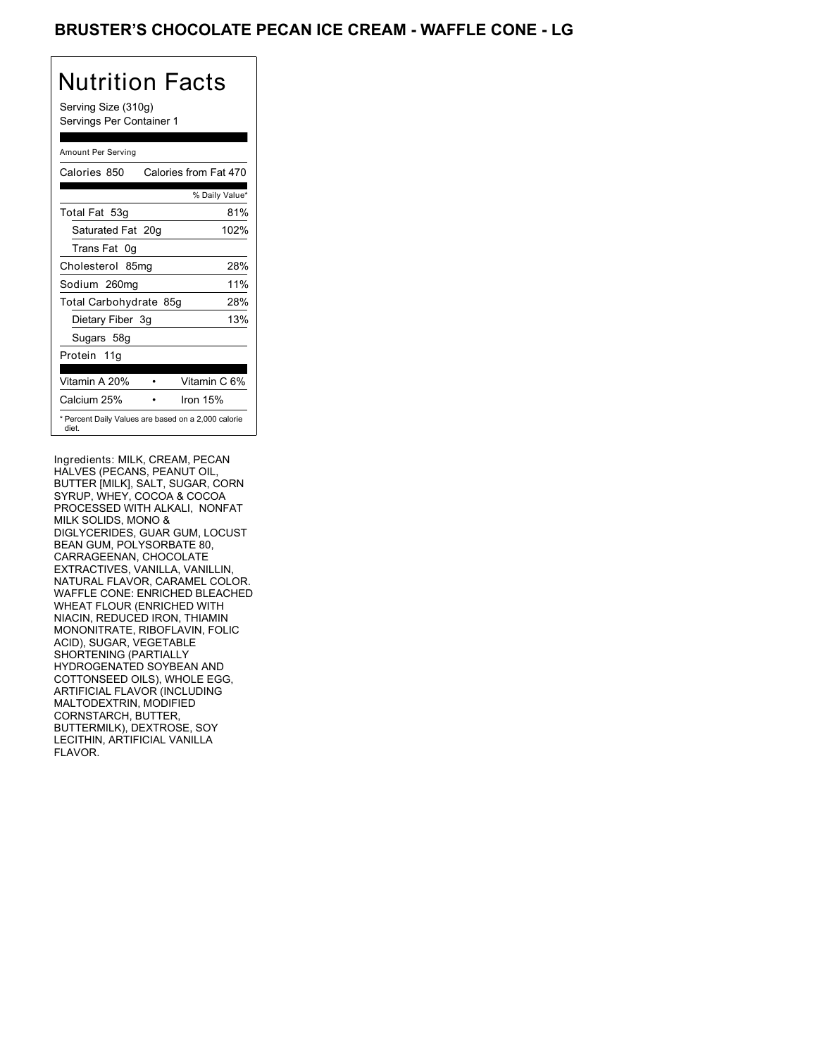# BRUSTER'S CHOCOLATE PECAN ICE CREAM - WAFFLE CONE - LG

## Nutrition Facts

Serving Size (310g)
Servings Per Container 1

Amount Per Serving

| | |
|---|---|
| Calories 850 | Calories from Fat 470 |
| | % Daily Value* |
| Total Fat 53g | 81% |
| Saturated Fat 20g | 102% |
| Trans Fat 0g | |
| Cholesterol 85mg | 28% |
| Sodium 260mg | 11% |
| Total Carbohydrate 85g | 28% |
| Dietary Fiber 3g | 13% |
| Sugars 58g | |
| Protein 11g | |
| Vitamin A 20% | Vitamin C 6% |
| Calcium 25% | Iron 15% |

* Percent Daily Values are based on a 2,000 calorie diet.

Ingredients: MILK, CREAM, PECAN HALVES (PECANS, PEANUT OIL, BUTTER [MILK], SALT, SUGAR, CORN SYRUP, WHEY, COCOA & COCOA PROCESSED WITH ALKALI, NONFAT MILK SOLIDS, MONO & DIGLYCERIDES, GUAR GUM, LOCUST BEAN GUM, POLYSORBATE 80, CARRAGEENAN, CHOCOLATE EXTRACTIVES, VANILLA, VANILLIN, NATURAL FLAVOR, CARAMEL COLOR. WAFFLE CONE: ENRICHED BLEACHED WHEAT FLOUR (ENRICHED WITH NIACIN, REDUCED IRON, THIAMIN MONONITRATE, RIBOFLAVIN, FOLIC ACID), SUGAR, VEGETABLE SHORTENING (PARTIALLY HYDROGENATED SOYBEAN AND COTTONSEED OILS), WHOLE EGG, ARTIFICIAL FLAVOR (INCLUDING MALTODEXTRIN, MODIFIED CORNSTARCH, BUTTER, BUTTERMILK), DEXTROSE, SOY LECITHIN, ARTIFICIAL VANILLA FLAVOR.